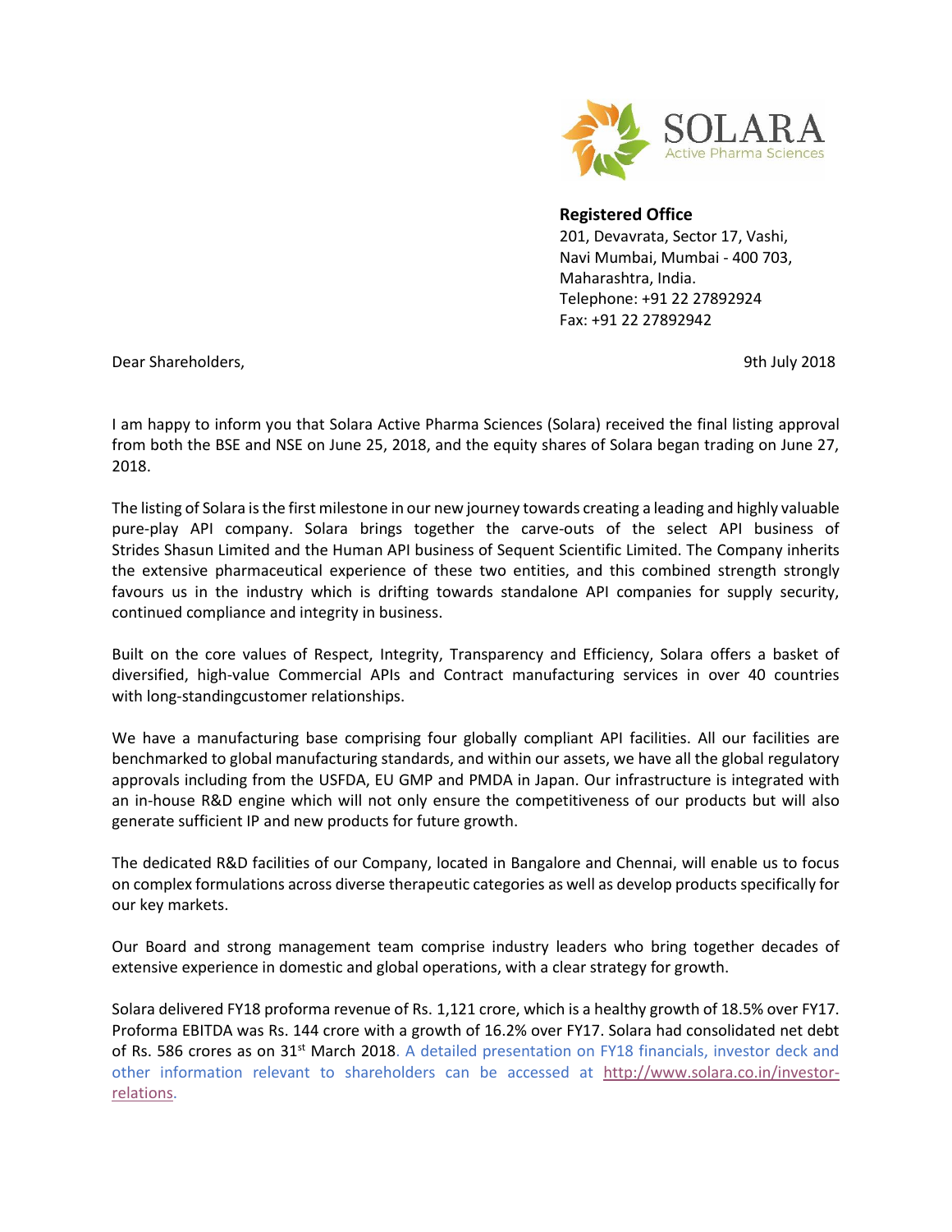SOLARA
Active Pharma Sciences

**Registered Office**
201, Devavrata, Sector 17, Vashi,
Navi Mumbai, Mumbai - 400 703,
Maharashtra, India.
Telephone: +91 22 27892924
Fax: +91 22 27892942

Dear Shareholders,

9th July 2018

I am happy to inform you that Solara Active Pharma Sciences (Solara) received the final listing approval from both the BSE and NSE on June 25, 2018, and the equity shares of Solara began trading on June 27, 2018.

The listing of Solara is the first milestone in our new journey towards creating a leading and highly valuable pure-play API company. Solara brings together the carve-outs of the select API business of Strides Shasun Limited and the Human API business of Sequent Scientific Limited. The Company inherits the extensive pharmaceutical experience of these two entities, and this combined strength strongly favours us in the industry which is drifting towards standalone API companies for supply security, continued compliance and integrity in business.

Built on the core values of Respect, Integrity, Transparency and Efficiency, Solara offers a basket of diversified, high-value Commercial APIs and Contract manufacturing services in over 40 countries with long-standingcustomer relationships.

We have a manufacturing base comprising four globally compliant API facilities. All our facilities are benchmarked to global manufacturing standards, and within our assets, we have all the global regulatory approvals including from the USFDA, EU GMP and PMDA in Japan. Our infrastructure is integrated with an in-house R&D engine which will not only ensure the competitiveness of our products but will also generate sufficient IP and new products for future growth.

The dedicated R&D facilities of our Company, located in Bangalore and Chennai, will enable us to focus on complex formulations across diverse therapeutic categories as well as develop products specifically for our key markets.

Our Board and strong management team comprise industry leaders who bring together decades of extensive experience in domestic and global operations, with a clear strategy for growth.

Solara delivered FY18 proforma revenue of Rs. 1,121 crore, which is a healthy growth of 18.5% over FY17. Proforma EBITDA was Rs. 144 crore with a growth of 16.2% over FY17. Solara had consolidated net debt of Rs. 586 crores as on 31st March 2018. A detailed presentation on FY18 financials, investor deck and other information relevant to shareholders can be accessed at http://www.solara.co.in/investor-relations.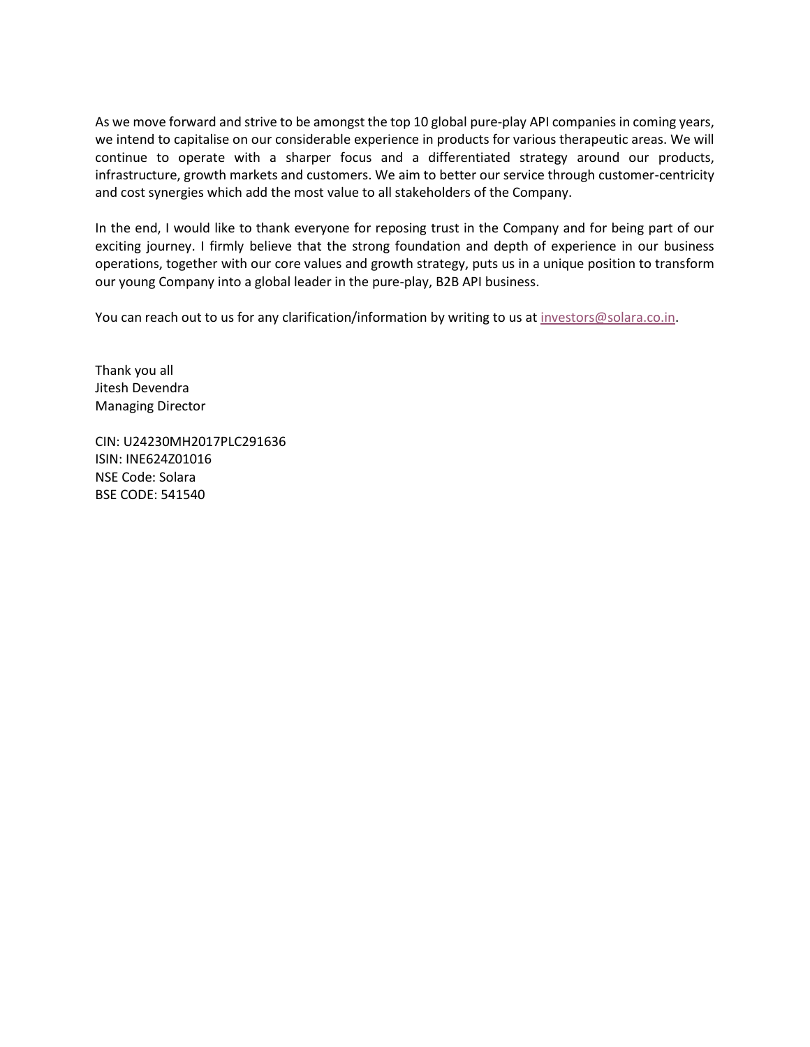As we move forward and strive to be amongst the top 10 global pure-play API companies in coming years, we intend to capitalise on our considerable experience in products for various therapeutic areas. We will continue to operate with a sharper focus and a differentiated strategy around our products, infrastructure, growth markets and customers. We aim to better our service through customer-centricity and cost synergies which add the most value to all stakeholders of the Company.

In the end, I would like to thank everyone for reposing trust in the Company and for being part of our exciting journey. I firmly believe that the strong foundation and depth of experience in our business operations, together with our core values and growth strategy, puts us in a unique position to transform our young Company into a global leader in the pure-play, B2B API business.

You can reach out to us for any clarification/information by writing to us at investors@solara.co.in.

Thank you all
Jitesh Devendra
Managing Director

CIN: U24230MH2017PLC291636
ISIN: INE624Z01016
NSE Code: Solara
BSE CODE: 541540